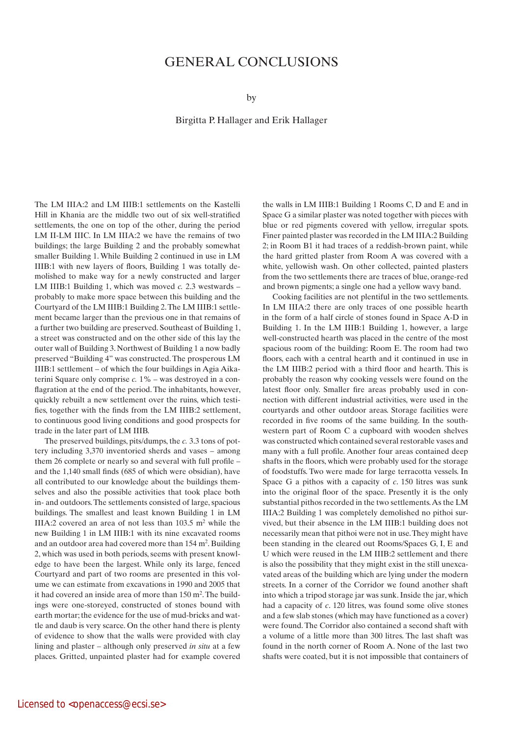# GENERAL CONCLUSIONS

by

Birgitta P. Hallager and Erik Hallager

The LM IIIA:2 and LM IIIB:1 settlements on the Kastelli Hill in Khania are the middle two out of six well-stratified settlements, the one on top of the other, during the period LM II-LM IIIC. In LM IIIA:2 we have the remains of two buildings; the large Building 2 and the probably somewhat smaller Building 1. While Building 2 continued in use in LM IIIB:1 with new layers of floors, Building 1 was totally demolished to make way for a newly constructed and larger LM IIIB:1 Building 1, which was moved *c.* 2.3 westwards – probably to make more space between this building and the Courtyard of the LM IIIB:1 Building 2. The LM IIIB:1 settlement became larger than the previous one in that remains of a further two building are preserved. Southeast of Building 1, a street was constructed and on the other side of this lay the outer wall of Building 3. Northwest of Building 1 a now badly preserved "Building 4" was constructed. The prosperous LM IIIB:1 settlement – of which the four buildings in Agia Aikaterini Square only comprise *c.* 1% – was destroyed in a conflagration at the end of the period. The inhabitants, however, quickly rebuilt a new settlement over the ruins, which testifies, together with the finds from the LM IIIB:2 settlement, to continuous good living conditions and good prospects for trade in the later part of LM IIIB.

The preserved buildings, pits/dumps, the *c.* 3.3 tons of pottery including 3,370 inventoried sherds and vases – among them 26 complete or nearly so and several with full profile – and the 1,140 small finds (685 of which were obsidian), have all contributed to our knowledge about the buildings themselves and also the possible activities that took place both in- and outdoors. The settlements consisted of large, spacious buildings. The smallest and least known Building 1 in LM IIIA:2 covered an area of not less than 103.5 m$^2$ while the new Building 1 in LM IIIB:1 with its nine excavated rooms and an outdoor area had covered more than 154 m$^2$. Building 2, which was used in both periods, seems with present knowledge to have been the largest. While only its large, fenced Courtyard and part of two rooms are presented in this volume we can estimate from excavations in 1990 and 2005 that it had covered an inside area of more than 150 m$^2$. The buildings were one-storeyed, constructed of stones bound with earth mortar; the evidence for the use of mud-bricks and wattle and daub is very scarce. On the other hand there is plenty of evidence to show that the walls were provided with clay lining and plaster – although only preserved *in situ* at a few places. Gritted, unpainted plaster had for example covered the walls in LM IIIB:1 Building 1 Rooms C, D and E and in Space G a similar plaster was noted together with pieces with blue or red pigments covered with yellow, irregular spots. Finer painted plaster was recorded in the LM IIIA:2 Building 2; in Room B1 it had traces of a reddish-brown paint, while the hard gritted plaster from Room A was covered with a white, yellowish wash. On other collected, painted plasters from the two settlements there are traces of blue, orange-red and brown pigments; a single one had a yellow wavy band.

Cooking facilities are not plentiful in the two settlements. In LM IIIA:2 there are only traces of one possible hearth in the form of a half circle of stones found in Space A-D in Building 1. In the LM IIIB:1 Building 1, however, a large well-constructed hearth was placed in the centre of the most spacious room of the building: Room E. The room had two floors, each with a central hearth and it continued in use in the LM IIIB:2 period with a third floor and hearth. This is probably the reason why cooking vessels were found on the latest floor only. Smaller fire areas probably used in connection with different industrial activities, were used in the courtyards and other outdoor areas. Storage facilities were recorded in five rooms of the same building. In the southwestern part of Room C a cupboard with wooden shelves was constructed which contained several restorable vases and many with a full profile. Another four areas contained deep shafts in the floors, which were probably used for the storage of foodstuffs. Two were made for large terracotta vessels. In Space G a pithos with a capacity of *c.* 150 litres was sunk into the original floor of the space. Presently it is the only substantial pithos recorded in the two settlements. As the LM IIIA:2 Building 1 was completely demolished no pithoi survived, but their absence in the LM IIIB:1 building does not necessarily mean that pithoi were not in use. They might have been standing in the cleared out Rooms/Spaces G, I, E and U which were reused in the LM IIIB:2 settlement and there is also the possibility that they might exist in the still unexcavated areas of the building which are lying under the modern streets. In a corner of the Corridor we found another shaft into which a tripod storage jar was sunk. Inside the jar, which had a capacity of *c.* 120 litres, was found some olive stones and a few slab stones (which may have functioned as a cover) were found. The Corridor also contained a second shaft with a volume of a little more than 300 litres. The last shaft was found in the north corner of Room A. None of the last two shafts were coated, but it is not impossible that containers of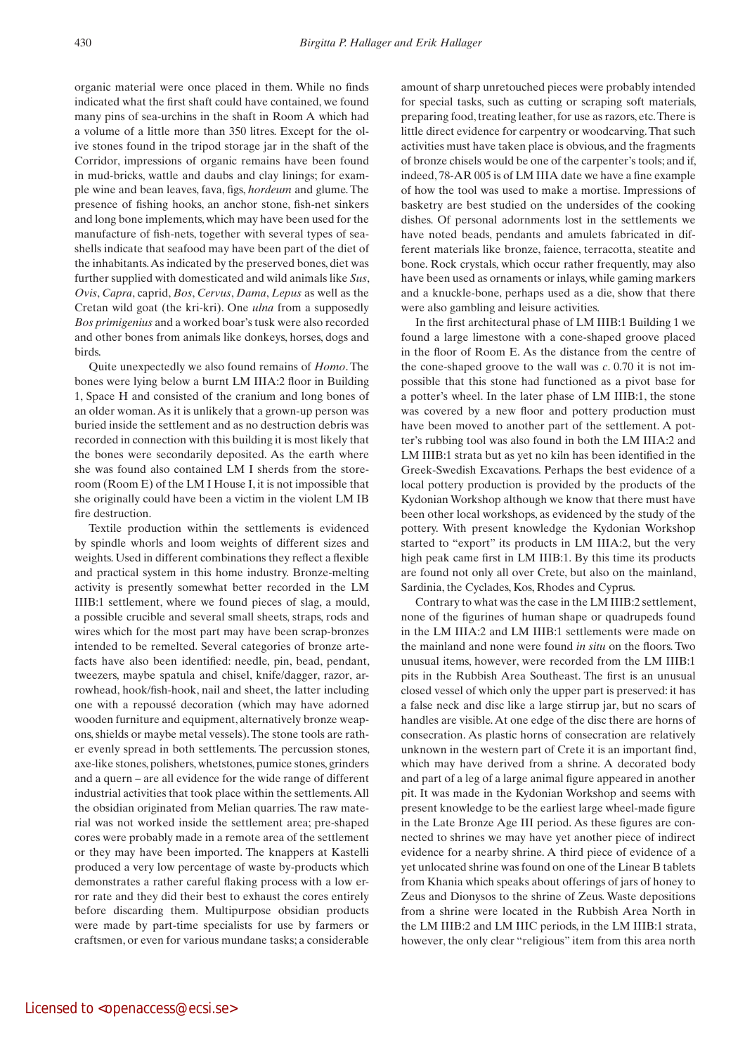organic material were once placed in them. While no finds indicated what the first shaft could have contained, we found many pins of sea-urchins in the shaft in Room A which had a volume of a little more than 350 litres. Except for the olive stones found in the tripod storage jar in the shaft of the Corridor, impressions of organic remains have been found in mud-bricks, wattle and daubs and clay linings; for example wine and bean leaves, fava, figs, *hordeum* and glume. The presence of fishing hooks, an anchor stone, fish-net sinkers and long bone implements, which may have been used for the manufacture of fish-nets, together with several types of seashells indicate that seafood may have been part of the diet of the inhabitants. As indicated by the preserved bones, diet was further supplied with domesticated and wild animals like *Sus*, *Ovis*, *Capra*, caprid, *Bos*, *Cervus*, *Dama*, *Lepus* as well as the Cretan wild goat (the kri-kri). One *ulna* from a supposedly *Bos primigenius* and a worked boar's tusk were also recorded and other bones from animals like donkeys, horses, dogs and birds.

Quite unexpectedly we also found remains of *Homo*. The bones were lying below a burnt LM IIIA:2 floor in Building 1, Space H and consisted of the cranium and long bones of an older woman. As it is unlikely that a grown-up person was buried inside the settlement and as no destruction debris was recorded in connection with this building it is most likely that the bones were secondarily deposited. As the earth where she was found also contained LM I sherds from the storeroom (Room E) of the LM I House I, it is not impossible that she originally could have been a victim in the violent LM IB fire destruction.

Textile production within the settlements is evidenced by spindle whorls and loom weights of different sizes and weights. Used in different combinations they reflect a flexible and practical system in this home industry. Bronze-melting activity is presently somewhat better recorded in the LM IIIB:1 settlement, where we found pieces of slag, a mould, a possible crucible and several small sheets, straps, rods and wires which for the most part may have been scrap-bronzes intended to be remelted. Several categories of bronze artefacts have also been identified: needle, pin, bead, pendant, tweezers, maybe spatula and chisel, knife/dagger, razor, arrowhead, hook/fish-hook, nail and sheet, the latter including one with a repoussé decoration (which may have adorned wooden furniture and equipment, alternatively bronze weapons, shields or maybe metal vessels). The stone tools are rather evenly spread in both settlements. The percussion stones, axe-like stones, polishers, whetstones, pumice stones, grinders and a quern – are all evidence for the wide range of different industrial activities that took place within the settlements. All the obsidian originated from Melian quarries. The raw material was not worked inside the settlement area; pre-shaped cores were probably made in a remote area of the settlement or they may have been imported. The knappers at Kastelli produced a very low percentage of waste by-products which demonstrates a rather careful flaking process with a low error rate and they did their best to exhaust the cores entirely before discarding them. Multipurpose obsidian products were made by part-time specialists for use by farmers or craftsmen, or even for various mundane tasks; a considerable amount of sharp unretouched pieces were probably intended for special tasks, such as cutting or scraping soft materials, preparing food, treating leather, for use as razors, etc. There is little direct evidence for carpentry or woodcarving. That such activities must have taken place is obvious, and the fragments of bronze chisels would be one of the carpenter's tools; and if, indeed, 78-AR 005 is of LM IIIA date we have a fine example of how the tool was used to make a mortise. Impressions of basketry are best studied on the undersides of the cooking dishes. Of personal adornments lost in the settlements we have noted beads, pendants and amulets fabricated in different materials like bronze, faience, terracotta, steatite and bone. Rock crystals, which occur rather frequently, may also have been used as ornaments or inlays, while gaming markers and a knuckle-bone, perhaps used as a die, show that there were also gambling and leisure activities.

In the first architectural phase of LM IIIB:1 Building 1 we found a large limestone with a cone-shaped groove placed in the floor of Room E. As the distance from the centre of the cone-shaped groove to the wall was *c*. 0.70 it is not impossible that this stone had functioned as a pivot base for a potter's wheel. In the later phase of LM IIIB:1, the stone was covered by a new floor and pottery production must have been moved to another part of the settlement. A potter's rubbing tool was also found in both the LM IIIA:2 and LM IIIB:1 strata but as yet no kiln has been identified in the Greek-Swedish Excavations. Perhaps the best evidence of a local pottery production is provided by the products of the Kydonian Workshop although we know that there must have been other local workshops, as evidenced by the study of the pottery. With present knowledge the Kydonian Workshop started to "export" its products in LM IIIA:2, but the very high peak came first in LM IIIB:1. By this time its products are found not only all over Crete, but also on the mainland, Sardinia, the Cyclades, Kos, Rhodes and Cyprus.

Contrary to what was the case in the LM IIIB:2 settlement, none of the figurines of human shape or quadrupeds found in the LM IIIA:2 and LM IIIB:1 settlements were made on the mainland and none were found *in situ* on the floors. Two unusual items, however, were recorded from the LM IIIB:1 pits in the Rubbish Area Southeast. The first is an unusual closed vessel of which only the upper part is preserved: it has a false neck and disc like a large stirrup jar, but no scars of handles are visible. At one edge of the disc there are horns of consecration. As plastic horns of consecration are relatively unknown in the western part of Crete it is an important find, which may have derived from a shrine. A decorated body and part of a leg of a large animal figure appeared in another pit. It was made in the Kydonian Workshop and seems with present knowledge to be the earliest large wheel-made figure in the Late Bronze Age III period. As these figures are connected to shrines we may have yet another piece of indirect evidence for a nearby shrine. A third piece of evidence of a yet unlocated shrine was found on one of the Linear B tablets from Khania which speaks about offerings of jars of honey to Zeus and Dionysos to the shrine of Zeus. Waste depositions from a shrine were located in the Rubbish Area North in the LM IIIB:2 and LM IIIC periods, in the LM IIIB:1 strata, however, the only clear "religious" item from this area north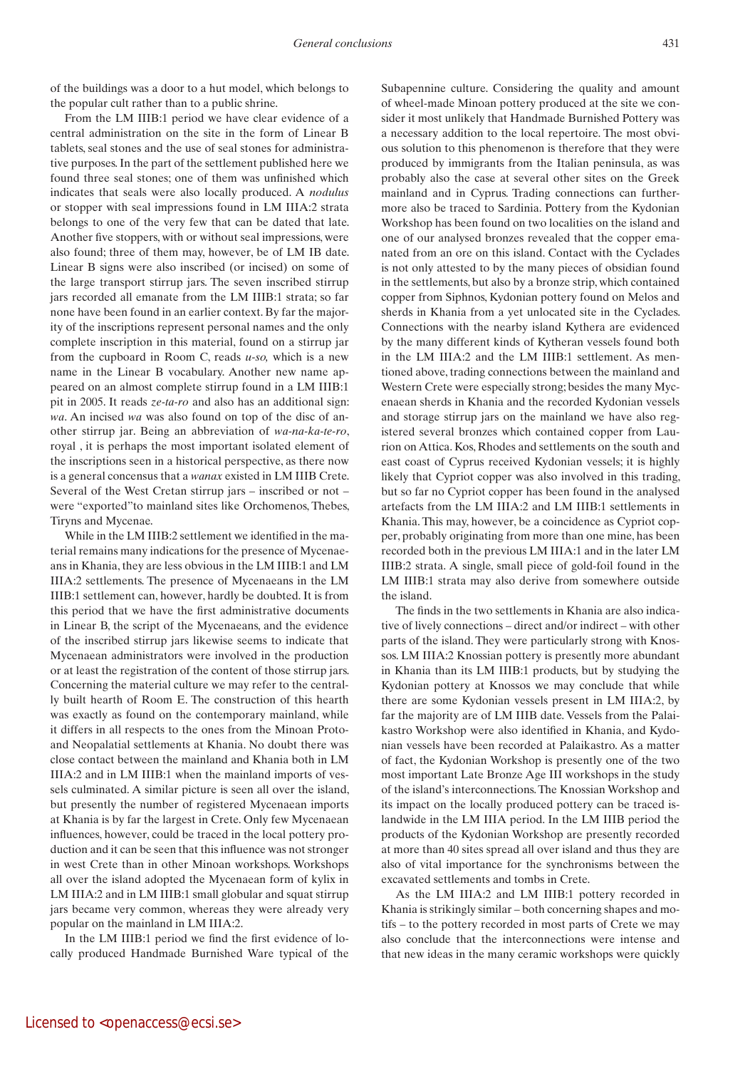of the buildings was a door to a hut model, which belongs to the popular cult rather than to a public shrine.

From the LM IIIB:1 period we have clear evidence of a central administration on the site in the form of Linear B tablets, seal stones and the use of seal stones for administrative purposes. In the part of the settlement published here we found three seal stones; one of them was unfinished which indicates that seals were also locally produced. A *nodulus* or stopper with seal impressions found in LM IIIA:2 strata belongs to one of the very few that can be dated that late. Another five stoppers, with or without seal impressions, were also found; three of them may, however, be of LM IB date. Linear B signs were also inscribed (or incised) on some of the large transport stirrup jars. The seven inscribed stirrup jars recorded all emanate from the LM IIIB:1 strata; so far none have been found in an earlier context. By far the majority of the inscriptions represent personal names and the only complete inscription in this material, found on a stirrup jar from the cupboard in Room C, reads *u-so,* which is a new name in the Linear B vocabulary. Another new name appeared on an almost complete stirrup found in a LM IIIB:1 pit in 2005. It reads *ze-ta-ro* and also has an additional sign: *wa*. An incised *wa* was also found on top of the disc of another stirrup jar. Being an abbreviation of *wa-na-ka-te-ro*, royal , it is perhaps the most important isolated element of the inscriptions seen in a historical perspective, as there now is a general concensus that a *wanax* existed in LM IIIB Crete. Several of the West Cretan stirrup jars – inscribed or not – were "exported"to mainland sites like Orchomenos, Thebes, Tiryns and Mycenae.

While in the LM IIIB:2 settlement we identified in the material remains many indications for the presence of Mycenaeans in Khania, they are less obvious in the LM IIIB:1 and LM IIIA:2 settlements. The presence of Mycenaeans in the LM IIIB:1 settlement can, however, hardly be doubted. It is from this period that we have the first administrative documents in Linear B, the script of the Mycenaeans, and the evidence of the inscribed stirrup jars likewise seems to indicate that Mycenaean administrators were involved in the production or at least the registration of the content of those stirrup jars. Concerning the material culture we may refer to the centrally built hearth of Room E. The construction of this hearth was exactly as found on the contemporary mainland, while it differs in all respects to the ones from the Minoan Proto- and Neopalatial settlements at Khania. No doubt there was close contact between the mainland and Khania both in LM IIIA:2 and in LM IIIB:1 when the mainland imports of vessels culminated. A similar picture is seen all over the island, but presently the number of registered Mycenaean imports at Khania is by far the largest in Crete. Only few Mycenaean influences, however, could be traced in the local pottery production and it can be seen that this influence was not stronger in west Crete than in other Minoan workshops. Workshops all over the island adopted the Mycenaean form of kylix in LM IIIA:2 and in LM IIIB:1 small globular and squat stirrup jars became very common, whereas they were already very popular on the mainland in LM IIIA:2.

In the LM IIIB:1 period we find the first evidence of locally produced Handmade Burnished Ware typical of the Subapennine culture. Considering the quality and amount of wheel-made Minoan pottery produced at the site we consider it most unlikely that Handmade Burnished Pottery was a necessary addition to the local repertoire. The most obvious solution to this phenomenon is therefore that they were produced by immigrants from the Italian peninsula, as was probably also the case at several other sites on the Greek mainland and in Cyprus. Trading connections can furthermore also be traced to Sardinia. Pottery from the Kydonian Workshop has been found on two localities on the island and one of our analysed bronzes revealed that the copper emanated from an ore on this island. Contact with the Cyclades is not only attested to by the many pieces of obsidian found in the settlements, but also by a bronze strip, which contained copper from Siphnos, Kydonian pottery found on Melos and sherds in Khania from a yet unlocated site in the Cyclades. Connections with the nearby island Kythera are evidenced by the many different kinds of Kytheran vessels found both in the LM IIIA:2 and the LM IIIB:1 settlement. As mentioned above, trading connections between the mainland and Western Crete were especially strong; besides the many Mycenaean sherds in Khania and the recorded Kydonian vessels and storage stirrup jars on the mainland we have also registered several bronzes which contained copper from Laurion on Attica. Kos, Rhodes and settlements on the south and east coast of Cyprus received Kydonian vessels; it is highly likely that Cypriot copper was also involved in this trading, but so far no Cypriot copper has been found in the analysed artefacts from the LM IIIA:2 and LM IIIB:1 settlements in Khania. This may, however, be a coincidence as Cypriot copper, probably originating from more than one mine, has been recorded both in the previous LM IIIA:1 and in the later LM IIIB:2 strata. A single, small piece of gold-foil found in the LM IIIB:1 strata may also derive from somewhere outside the island.

The finds in the two settlements in Khania are also indicative of lively connections – direct and/or indirect – with other parts of the island. They were particularly strong with Knossos. LM IIIA:2 Knossian pottery is presently more abundant in Khania than its LM IIIB:1 products, but by studying the Kydonian pottery at Knossos we may conclude that while there are some Kydonian vessels present in LM IIIA:2, by far the majority are of LM IIIB date. Vessels from the Palaikastro Workshop were also identified in Khania, and Kydonian vessels have been recorded at Palaikastro. As a matter of fact, the Kydonian Workshop is presently one of the two most important Late Bronze Age III workshops in the study of the island's interconnections. The Knossian Workshop and its impact on the locally produced pottery can be traced islandwide in the LM IIIA period. In the LM IIIB period the products of the Kydonian Workshop are presently recorded at more than 40 sites spread all over island and thus they are also of vital importance for the synchronisms between the excavated settlements and tombs in Crete.

As the LM IIIA:2 and LM IIIB:1 pottery recorded in Khania is strikingly similar – both concerning shapes and motifs – to the pottery recorded in most parts of Crete we may also conclude that the interconnections were intense and that new ideas in the many ceramic workshops were quickly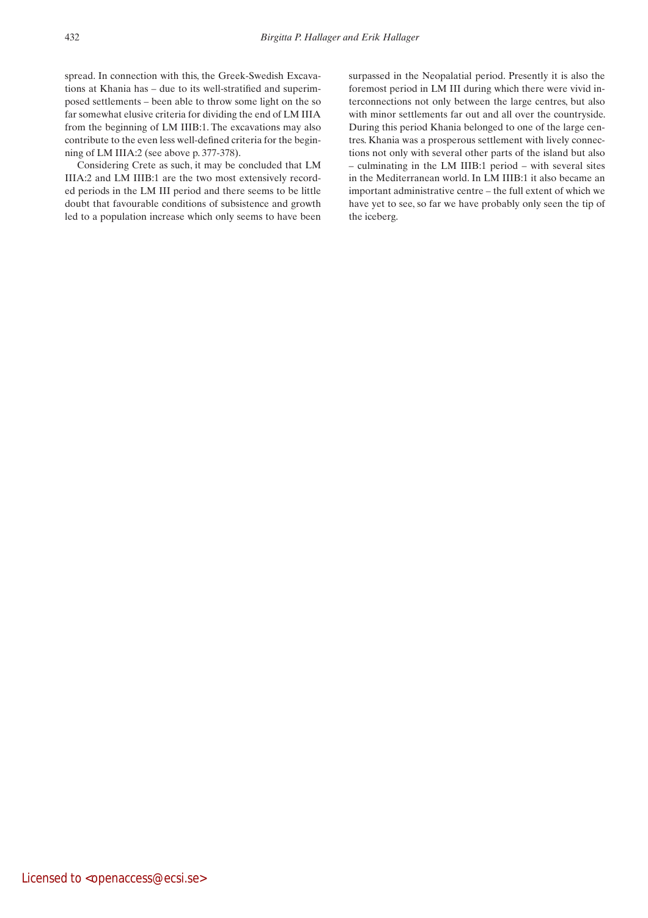spread. In connection with this, the Greek-Swedish Excavations at Khania has – due to its well-stratified and superimposed settlements – been able to throw some light on the so far somewhat elusive criteria for dividing the end of LM IIIA from the beginning of LM IIIB:1. The excavations may also contribute to the even less well-defined criteria for the beginning of LM IIIA:2 (see above p. 377-378).

Considering Crete as such, it may be concluded that LM IIIA:2 and LM IIIB:1 are the two most extensively recorded periods in the LM III period and there seems to be little doubt that favourable conditions of subsistence and growth led to a population increase which only seems to have been surpassed in the Neopalatial period. Presently it is also the foremost period in LM III during which there were vivid interconnections not only between the large centres, but also with minor settlements far out and all over the countryside. During this period Khania belonged to one of the large centres. Khania was a prosperous settlement with lively connections not only with several other parts of the island but also – culminating in the LM IIIB:1 period – with several sites in the Mediterranean world. In LM IIIB:1 it also became an important administrative centre – the full extent of which we have yet to see, so far we have probably only seen the tip of the iceberg.